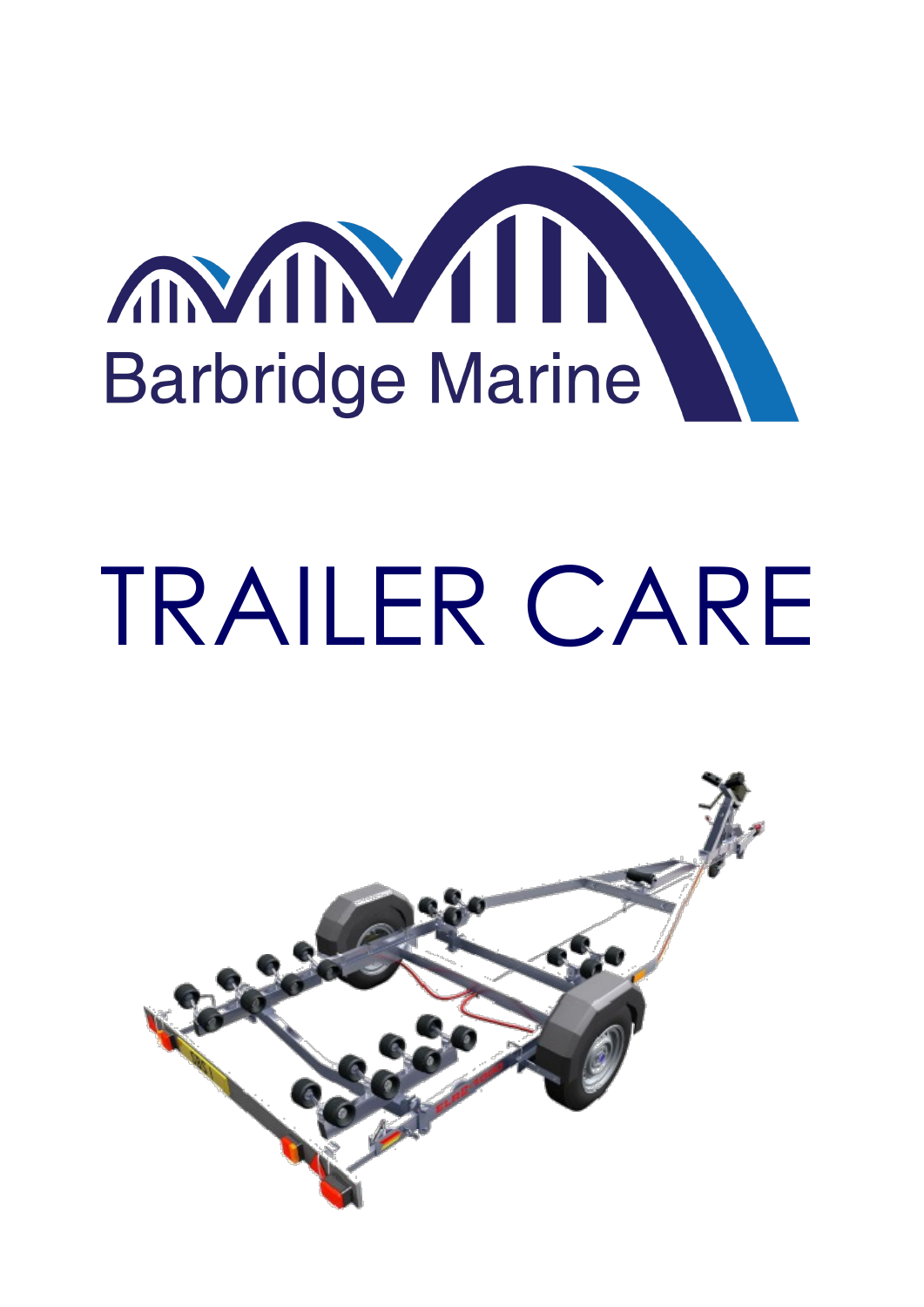Barbridge Marine

# TRAILER CARE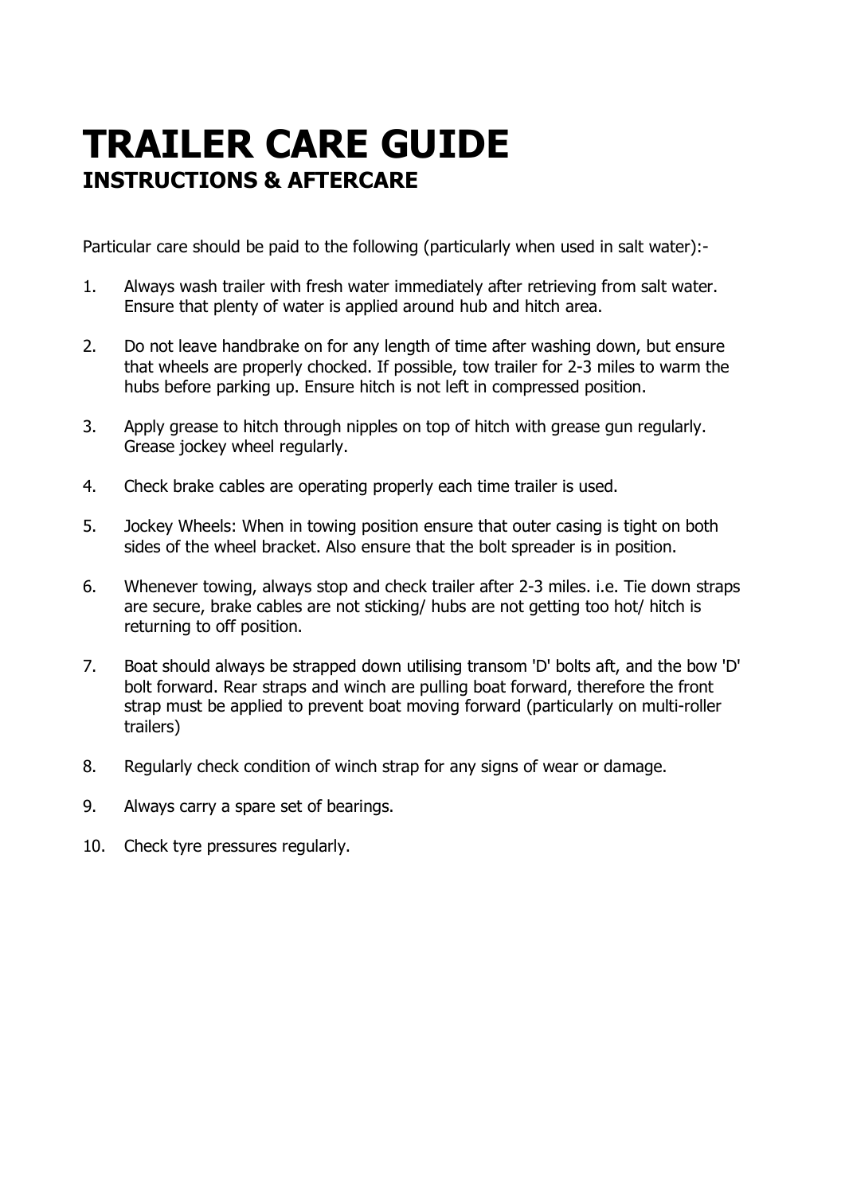# TRAILER CARE GUIDE

## INSTRUCTIONS & AFTERCARE

Particular care should be paid to the following (particularly when used in salt water):-

1. Always wash trailer with fresh water immediately after retrieving from salt water. Ensure that plenty of water is applied around hub and hitch area.

2. Do not leave handbrake on for any length of time after washing down, but ensure that wheels are properly chocked. If possible, tow trailer for 2-3 miles to warm the hubs before parking up. Ensure hitch is not left in compressed position.

3. Apply grease to hitch through nipples on top of hitch with grease gun regularly. Grease jockey wheel regularly.

4. Check brake cables are operating properly each time trailer is used.

5. Jockey Wheels: When in towing position ensure that outer casing is tight on both sides of the wheel bracket. Also ensure that the bolt spreader is in position.

6. Whenever towing, always stop and check trailer after 2-3 miles. i.e. Tie down straps are secure, brake cables are not sticking/ hubs are not getting too hot/ hitch is returning to off position.

7. Boat should always be strapped down utilising transom 'D' bolts aft, and the bow 'D' bolt forward. Rear straps and winch are pulling boat forward, therefore the front strap must be applied to prevent boat moving forward (particularly on multi-roller trailers)

8. Regularly check condition of winch strap for any signs of wear or damage.

9. Always carry a spare set of bearings.

10. Check tyre pressures regularly.